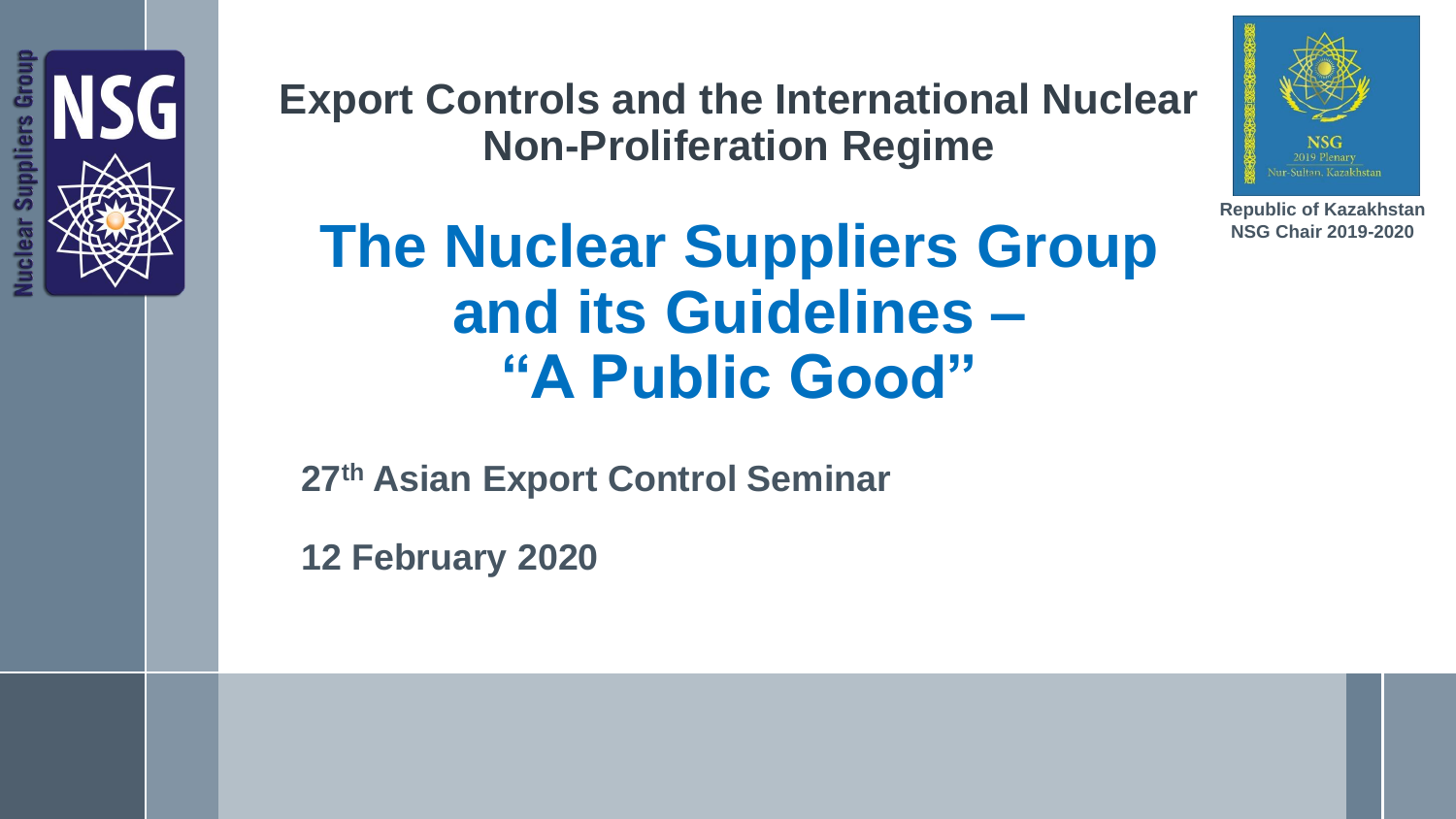Nuclear Suppliers Group

## Export Controls and the International Nuclear Non-Proliferation Regime

NSG
2019 Plenary
Nur-Sultan, Kazakhstan

**Republic of Kazakhstan**
**NSG Chair 2019-2020**

# The Nuclear Suppliers Group and its Guidelines – "A Public Good"

**27th Asian Export Control Seminar**

**12 February 2020**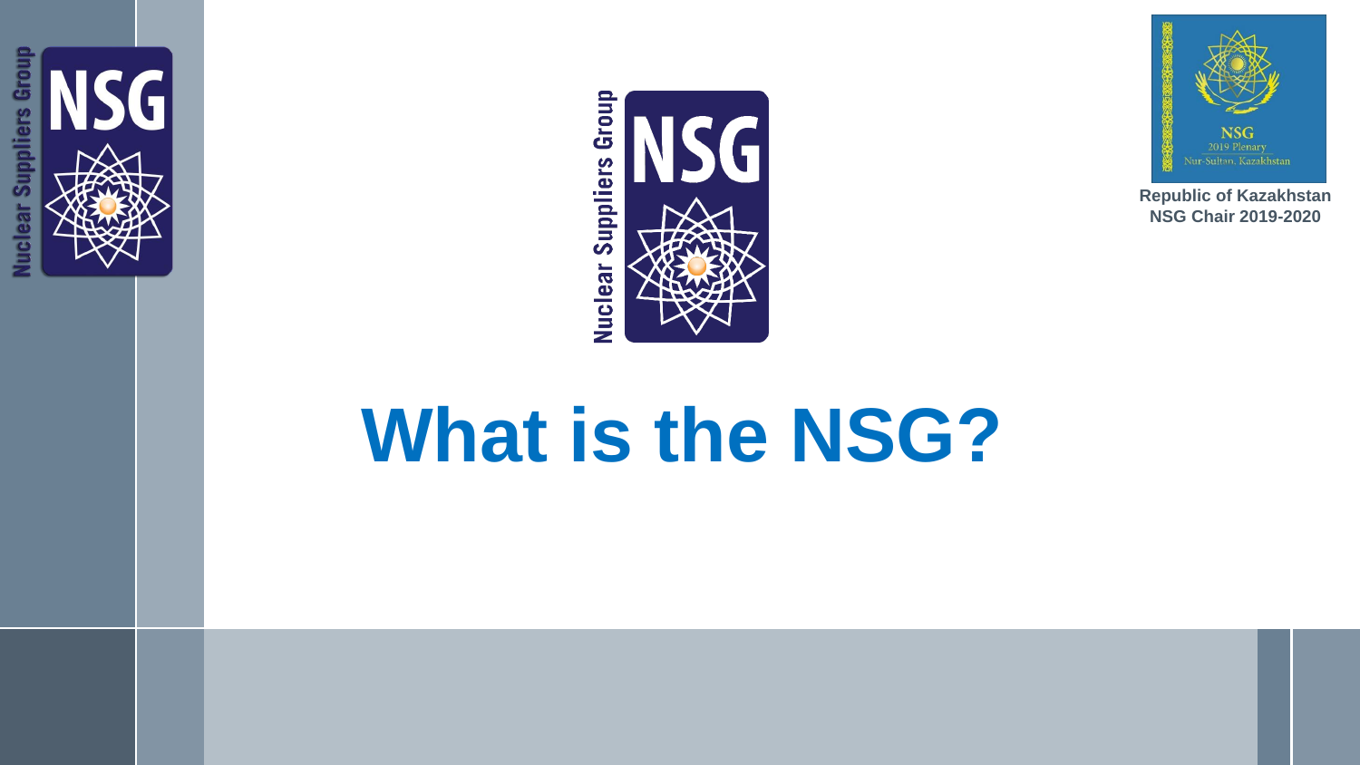Republic of Kazakhstan
NSG Chair 2019-2020

# What is the NSG?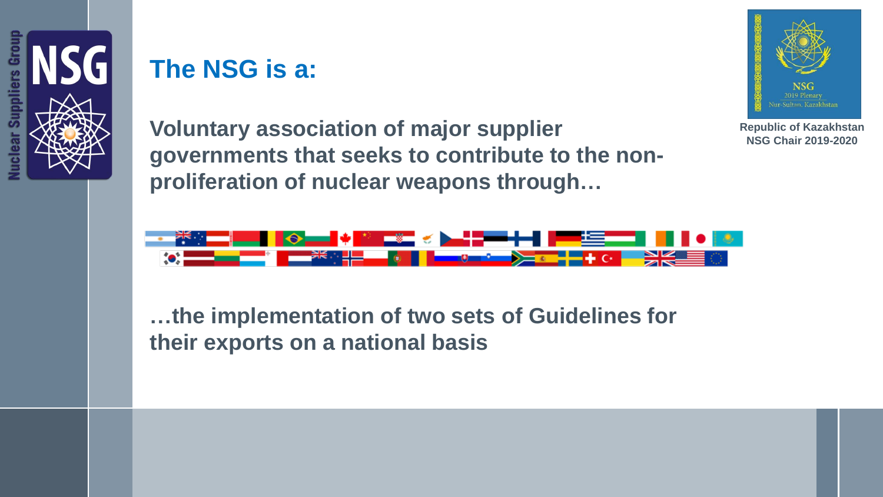# The NSG is a:

**Voluntary association of major supplier governments that seeks to contribute to the non-proliferation of nuclear weapons through…**

**…the implementation of two sets of Guidelines for their exports on a national basis**

**Republic of Kazakhstan NSG Chair 2019-2020**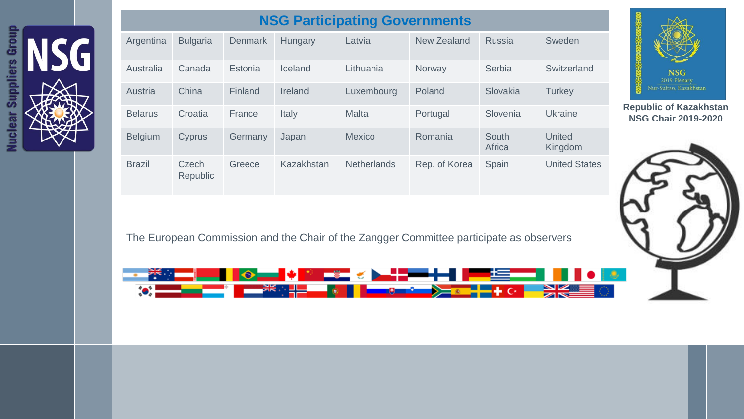## NSG Participating Governments

| | | | | | | | |
|---|---|---|---|---|---|---|---|
| Argentina | Bulgaria | Denmark | Hungary | Latvia | New Zealand | Russia | Sweden |
| Australia | Canada | Estonia | Iceland | Lithuania | Norway | Serbia | Switzerland |
| Austria | China | Finland | Ireland | Luxembourg | Poland | Slovakia | Turkey |
| Belarus | Croatia | France | Italy | Malta | Portugal | Slovenia | Ukraine |
| Belgium | Cyprus | Germany | Japan | Mexico | Romania | South Africa | United Kingdom |
| Brazil | Czech Republic | Greece | Kazakhstan | Netherlands | Rep. of Korea | Spain | United States |

**Republic of Kazakhstan NSG Chair 2019-2020**

The European Commission and the Chair of the Zangger Committee participate as observers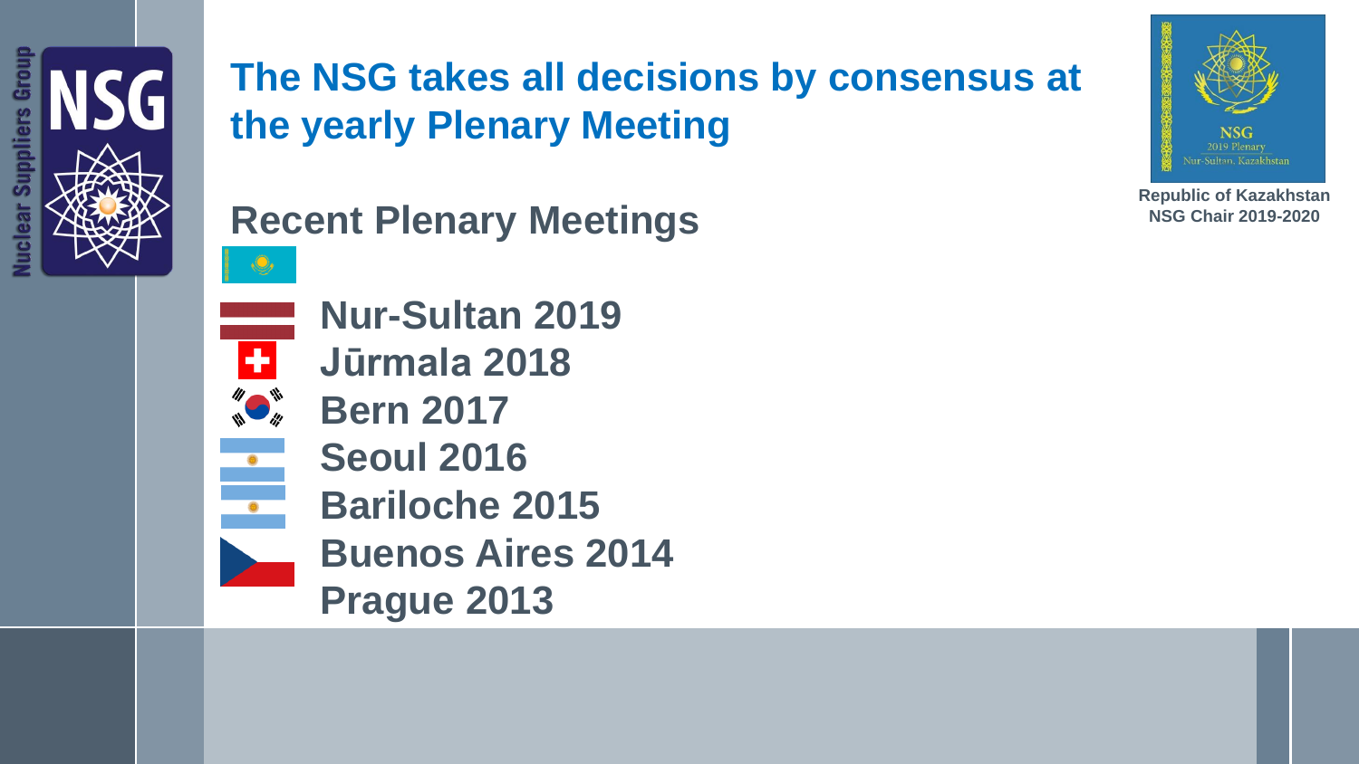# The NSG takes all decisions by consensus at the yearly Plenary Meeting

Republic of Kazakhstan
NSG Chair 2019-2020

## Recent Plenary Meetings

- Nur-Sultan 2019
- Jūrmala 2018
- Bern 2017
- Seoul 2016
- Bariloche 2015
- Buenos Aires 2014
- Prague 2013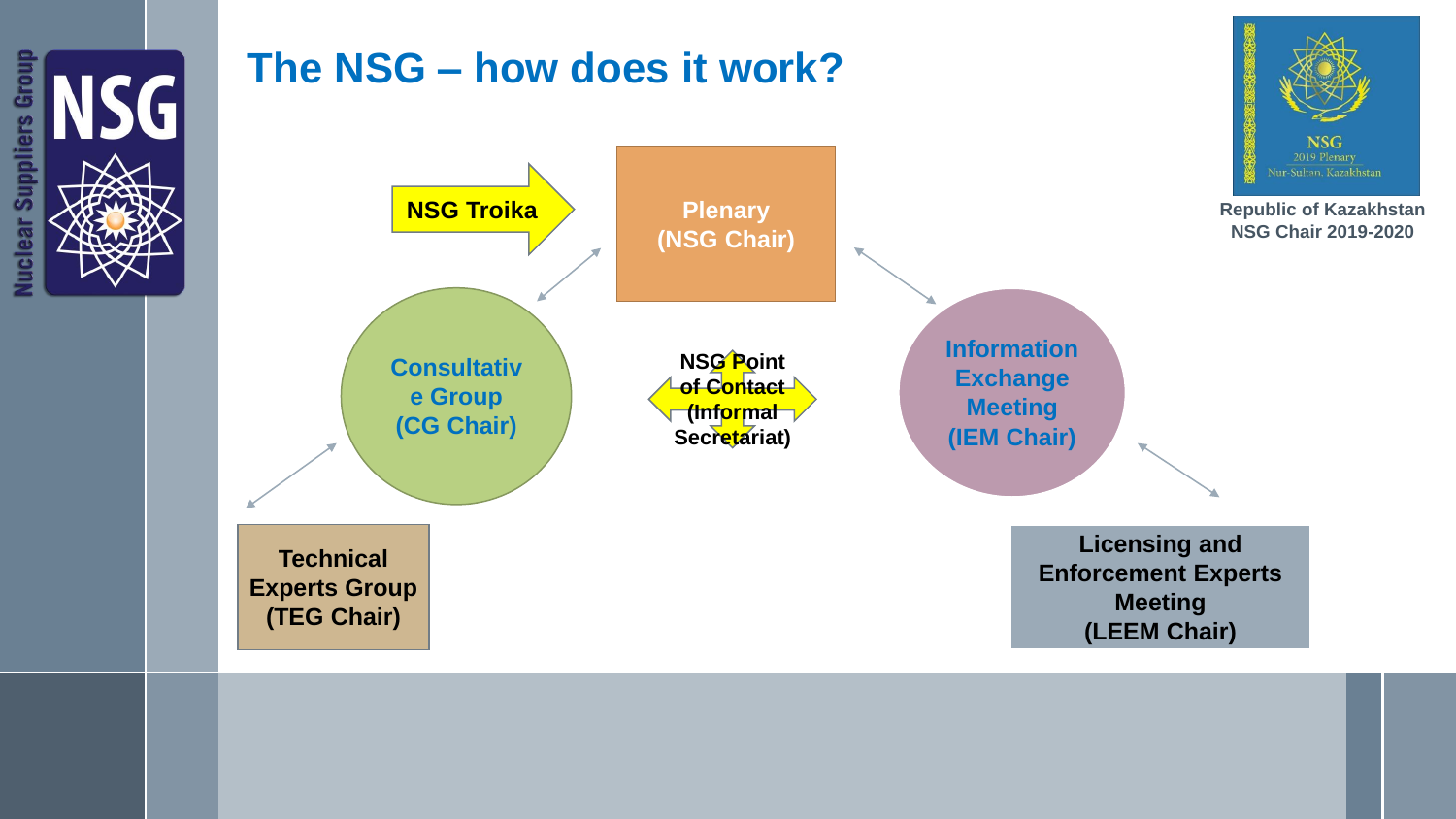# The NSG – how does it work?

Republic of Kazakhstan
NSG Chair 2019-2020

**NSG Troika**

**Plenary (NSG Chair)**

**Consultative Group (CG Chair)**

**NSG Point of Contact (Informal Secretariat)**

**Information Exchange Meeting (IEM Chair)**

**Technical Experts Group (TEG Chair)**

**Licensing and Enforcement Experts Meeting (LEEM Chair)**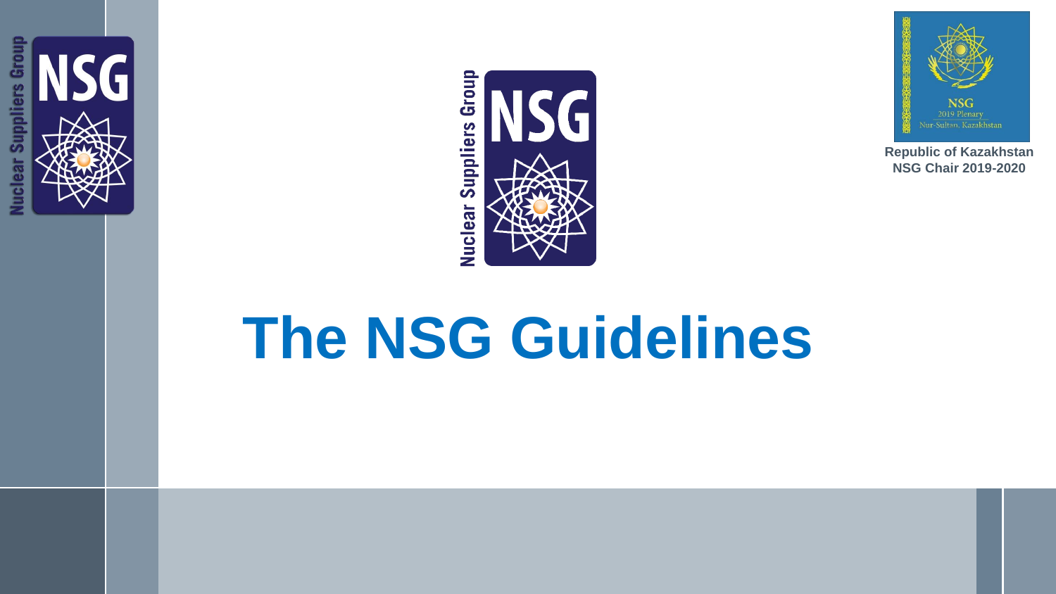Republic of Kazakhstan
NSG Chair 2019-2020

# The NSG Guidelines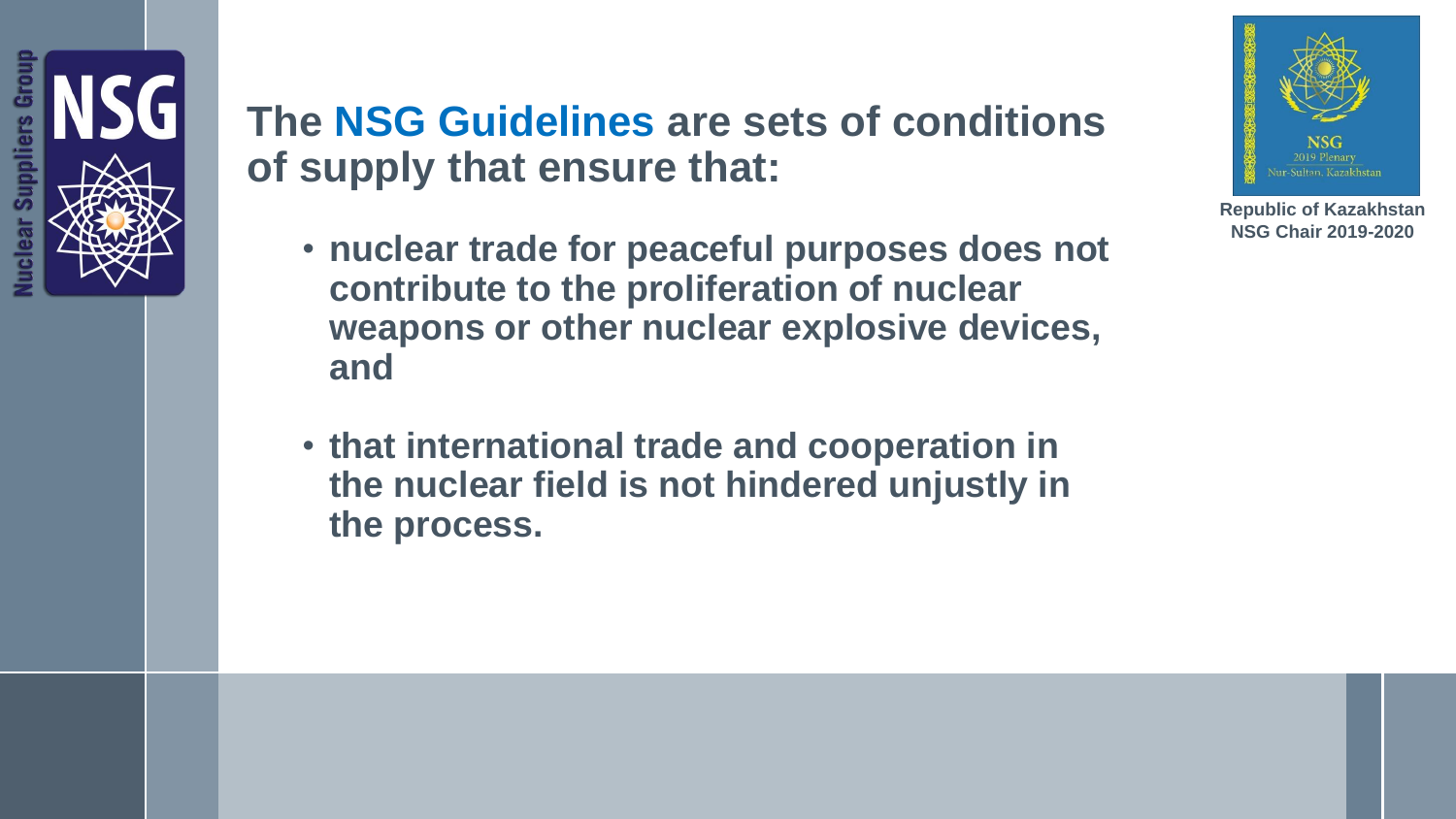# The NSG Guidelines are sets of conditions of supply that ensure that:

- **nuclear trade for peaceful purposes does not contribute to the proliferation of nuclear weapons or other nuclear explosive devices, and**
- **that international trade and cooperation in the nuclear field is not hindered unjustly in the process.**

**Republic of Kazakhstan NSG Chair 2019-2020**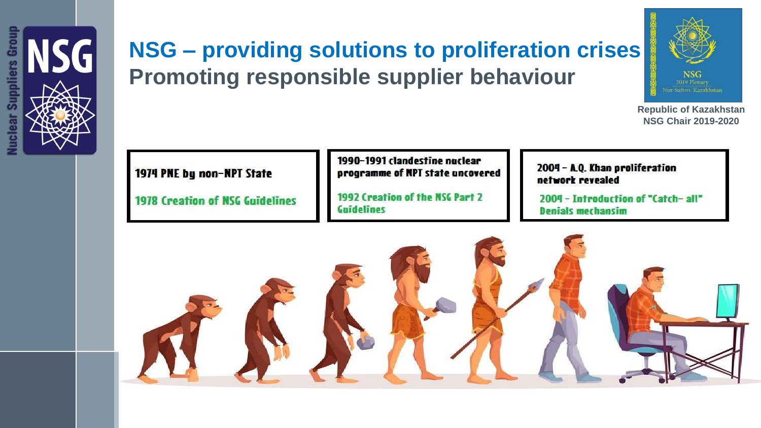# NSG – providing solutions to proliferation crises

## Promoting responsible supplier behaviour

Republic of Kazakhstan
NSG Chair 2019-2020

1974 PNE by non-NPT State

1978 Creation of NSG Guidelines

1990-1991 clandestine nuclear programme of NPT state uncovered

1992 Creation of the NSG Part 2 Guidelines

2004 - A.Q. Khan proliferation network revealed

2004 - Introduction of "Catch- all" Denials mechansim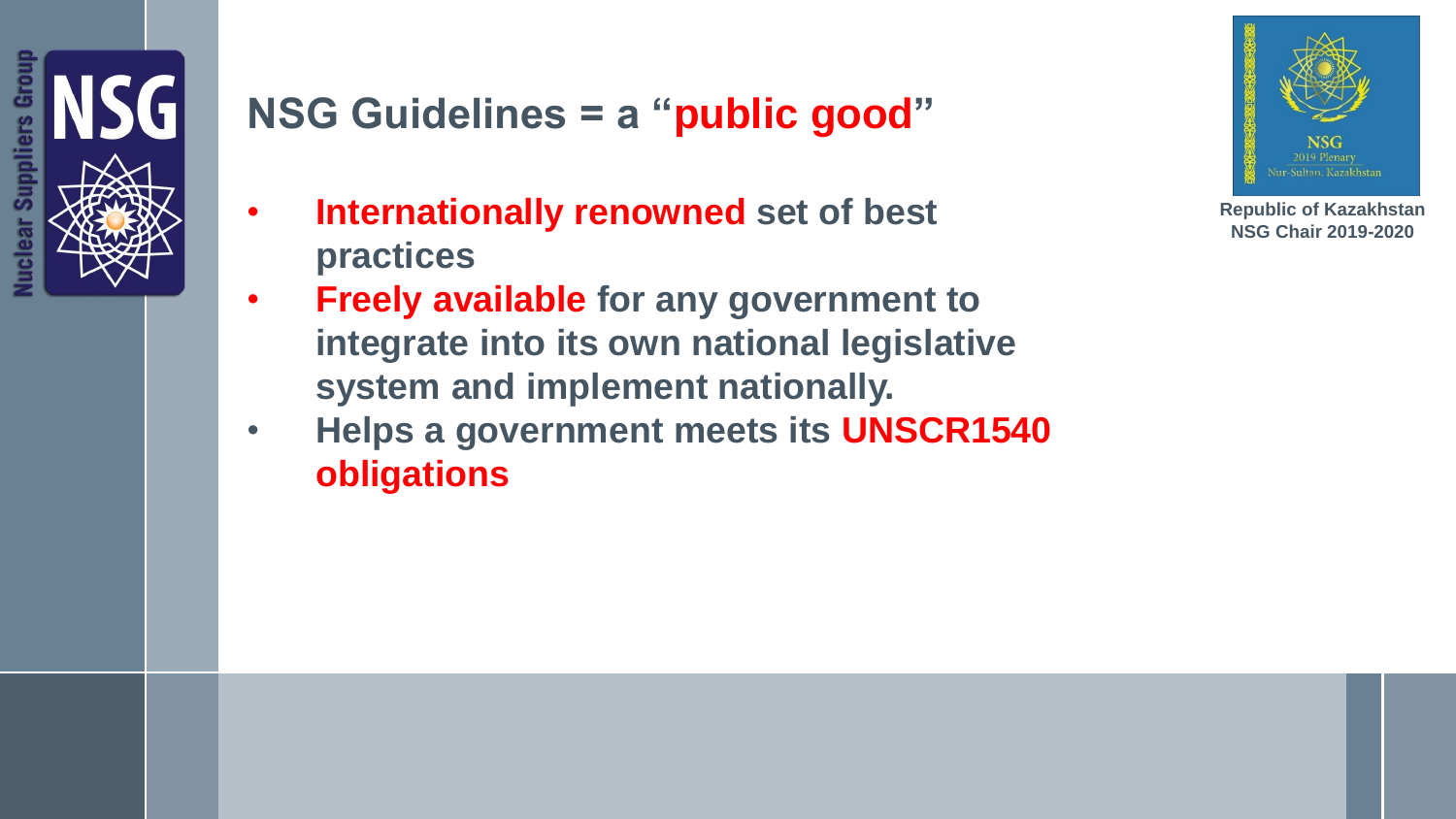# NSG Guidelines = a "public good"

- **Internationally renowned set of best practices**
- **Freely available for any government to integrate into its own national legislative system and implement nationally.**
- **Helps a government meets its UNSCR1540 obligations**

**Republic of Kazakhstan NSG Chair 2019-2020**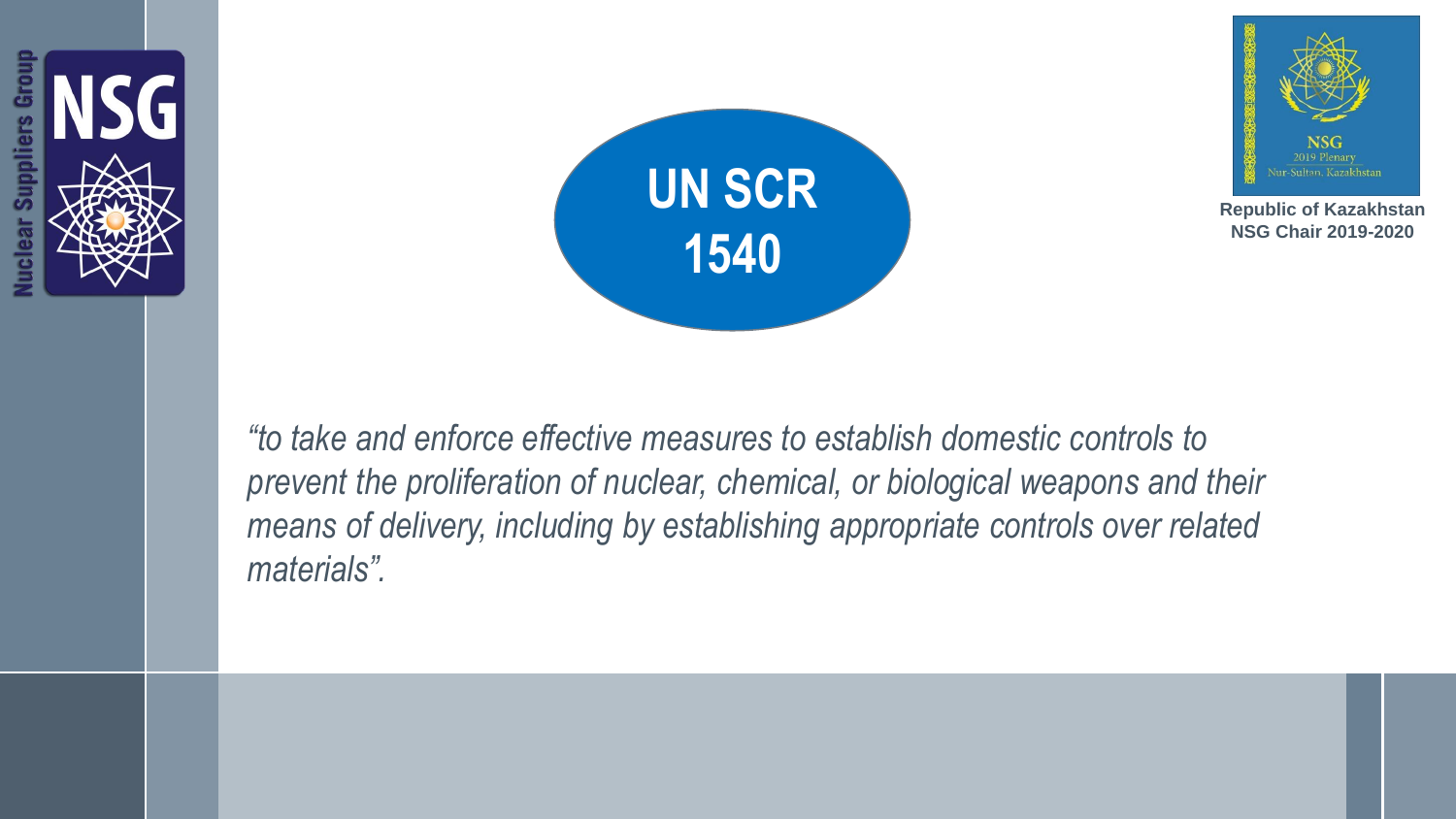# UN SCR 1540

Republic of Kazakhstan
NSG Chair 2019-2020

*“to take and enforce effective measures to establish domestic controls to prevent the proliferation of nuclear, chemical, or biological weapons and their means of delivery, including by establishing appropriate controls over related materials”.*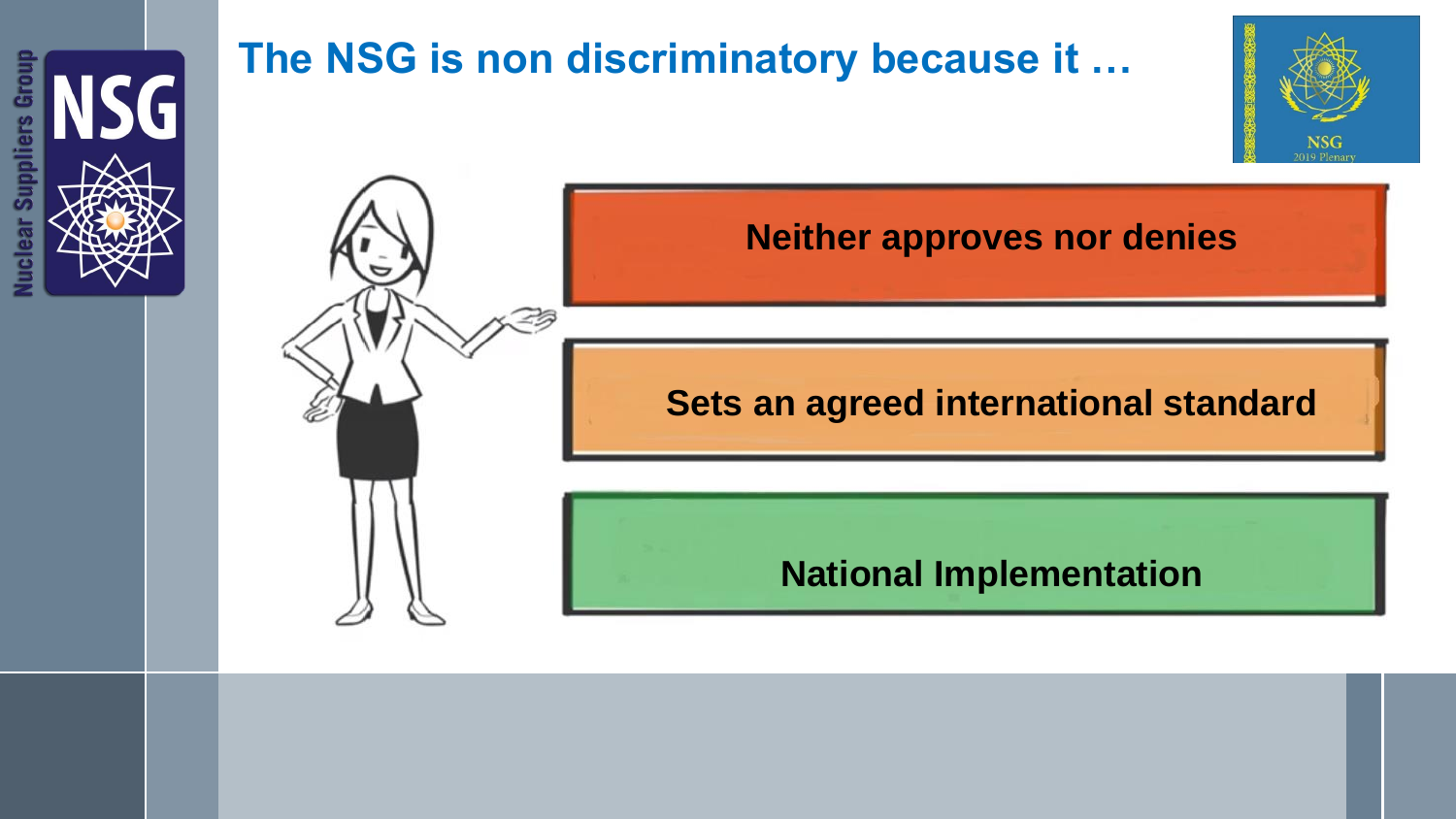# The NSG is non discriminatory because it …

- Neither approves nor denies
- Sets an agreed international standard
- National Implementation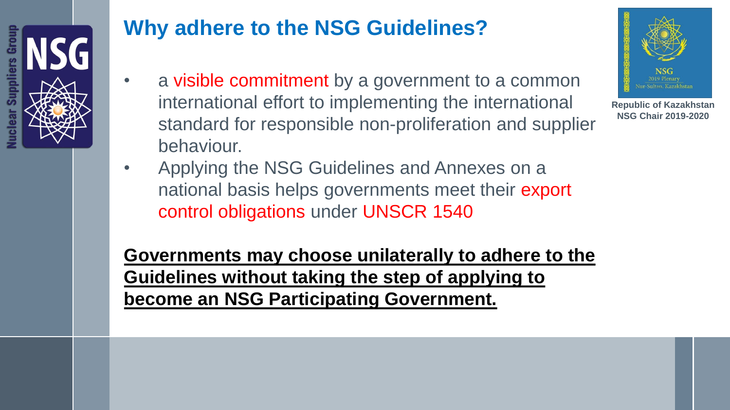# Why adhere to the NSG Guidelines?

Republic of Kazakhstan
NSG Chair 2019-2020

- a visible commitment by a government to a common international effort to implementing the international standard for responsible non-proliferation and supplier behaviour.
- Applying the NSG Guidelines and Annexes on a national basis helps governments meet their export control obligations under UNSCR 1540

**Governments may choose unilaterally to adhere to the Guidelines without taking the step of applying to become an NSG Participating Government.**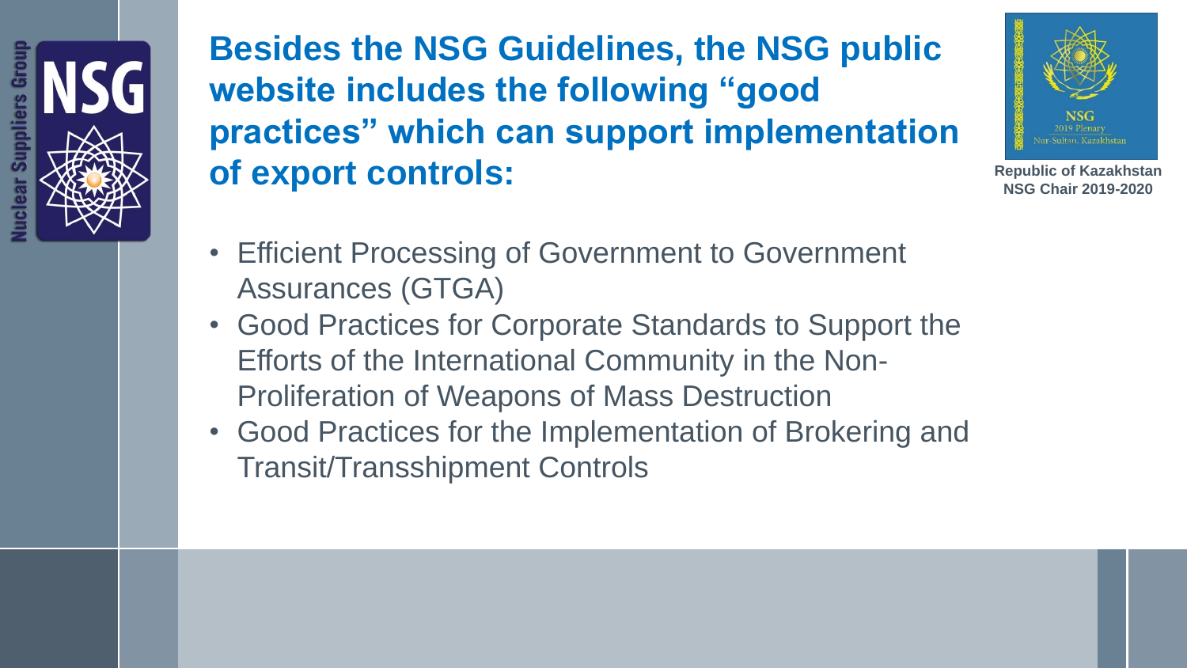## Besides the NSG Guidelines, the NSG public website includes the following "good practices" which can support implementation of export controls:

Republic of Kazakhstan
NSG Chair 2019-2020

- Efficient Processing of Government to Government Assurances (GTGA)
- Good Practices for Corporate Standards to Support the Efforts of the International Community in the Non-Proliferation of Weapons of Mass Destruction
- Good Practices for the Implementation of Brokering and Transit/Transshipment Controls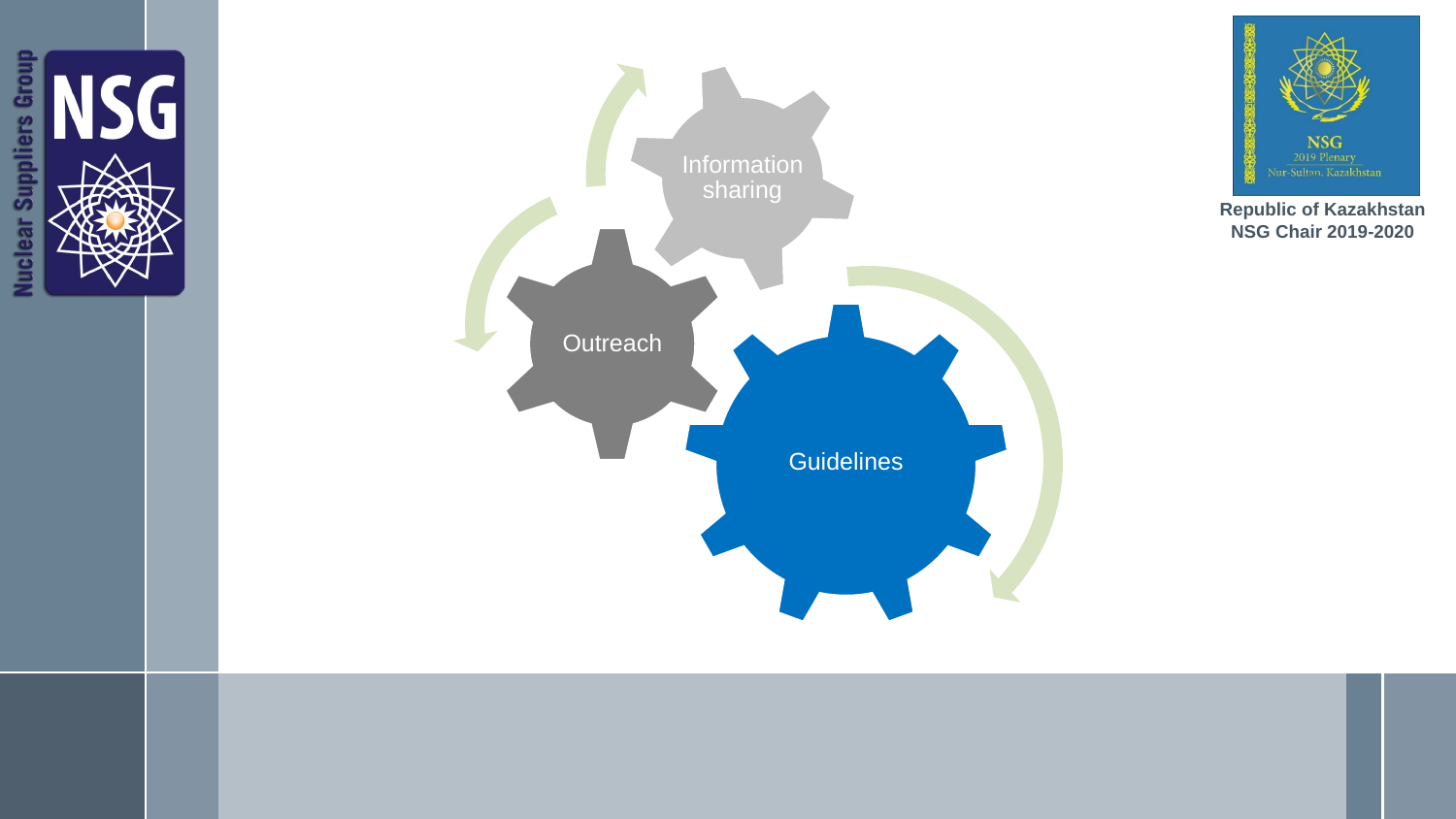Information sharing

Outreach

Guidelines

Republic of Kazakhstan
NSG Chair 2019-2020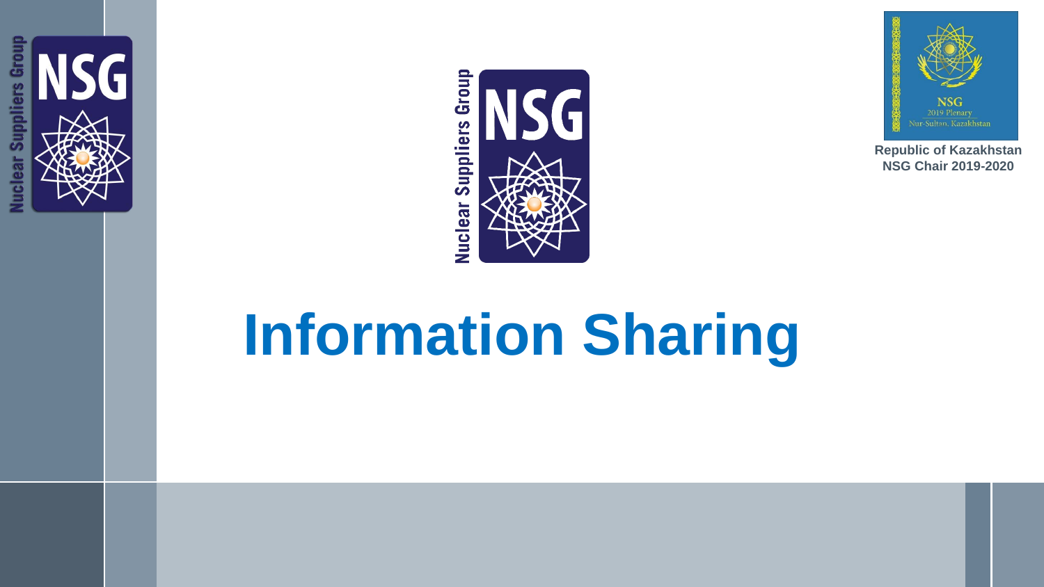Republic of Kazakhstan
NSG Chair 2019-2020

# Information Sharing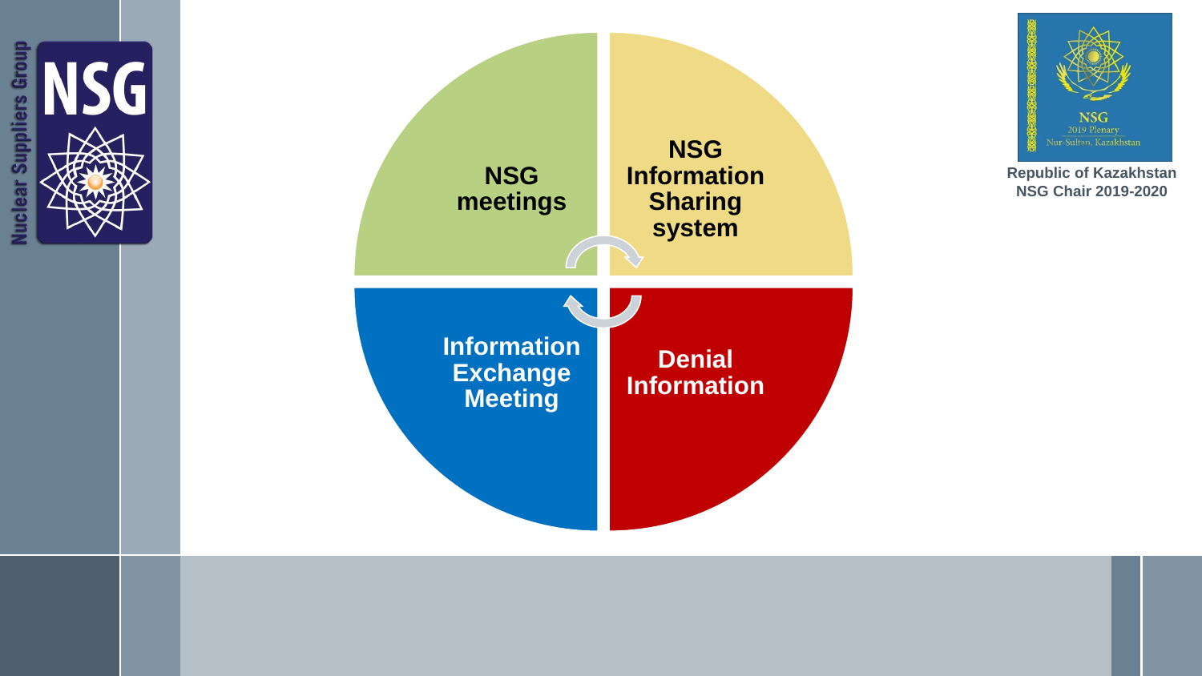NSG meetings

NSG Information Sharing system

Information Exchange Meeting

Denial Information

Republic of Kazakhstan
NSG Chair 2019-2020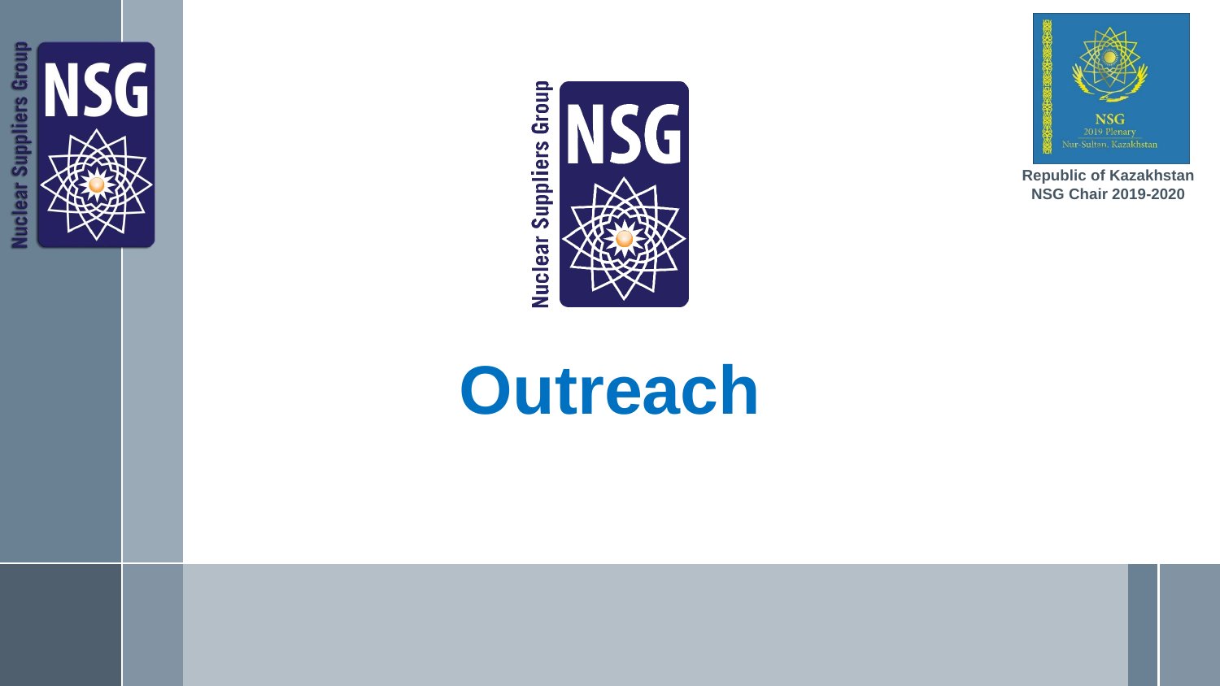Republic of Kazakhstan
NSG Chair 2019-2020

# Outreach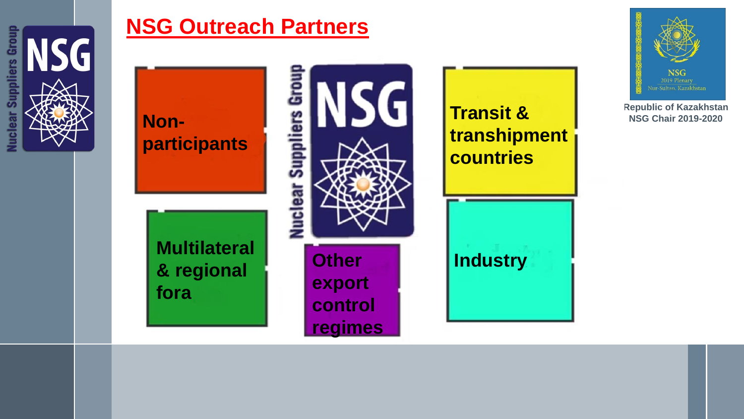# NSG Outreach Partners

- Non-participants
- Multilateral & regional fora
- Other export control regimes
- Transit & transhipment countries
- Industry

Republic of Kazakhstan
NSG Chair 2019-2020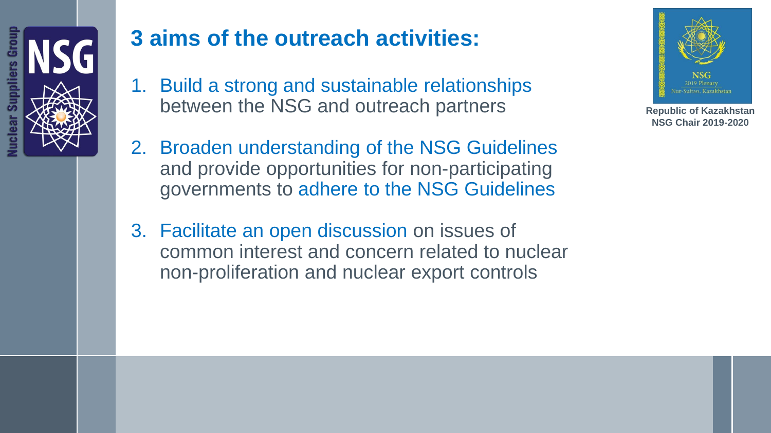# 3 aims of the outreach activities:

1. Build a strong and sustainable relationships between the NSG and outreach partners

2. Broaden understanding of the NSG Guidelines and provide opportunities for non-participating governments to adhere to the NSG Guidelines

3. Facilitate an open discussion on issues of common interest and concern related to nuclear non-proliferation and nuclear export controls

**Republic of Kazakhstan NSG Chair 2019-2020**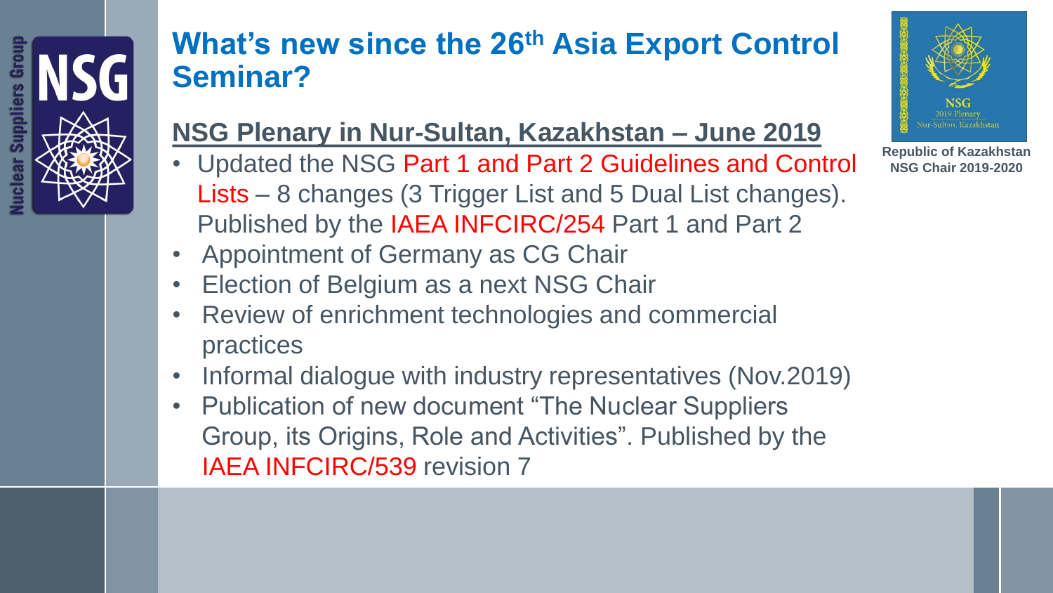# What's new since the 26th Asia Export Control Seminar?

## NSG Plenary in Nur-Sultan, Kazakhstan – June 2019

- Updated the NSG Part 1 and Part 2 Guidelines and Control Lists – 8 changes (3 Trigger List and 5 Dual List changes). Published by the IAEA INFCIRC/254 Part 1 and Part 2
- Appointment of Germany as CG Chair
- Election of Belgium as a next NSG Chair
- Review of enrichment technologies and commercial practices
- Informal dialogue with industry representatives (Nov.2019)
- Publication of new document "The Nuclear Suppliers Group, its Origins, Role and Activities". Published by the IAEA INFCIRC/539 revision 7

NSG 2019 Plenary Nur-Sultan, Kazakhstan

**Republic of Kazakhstan NSG Chair 2019-2020**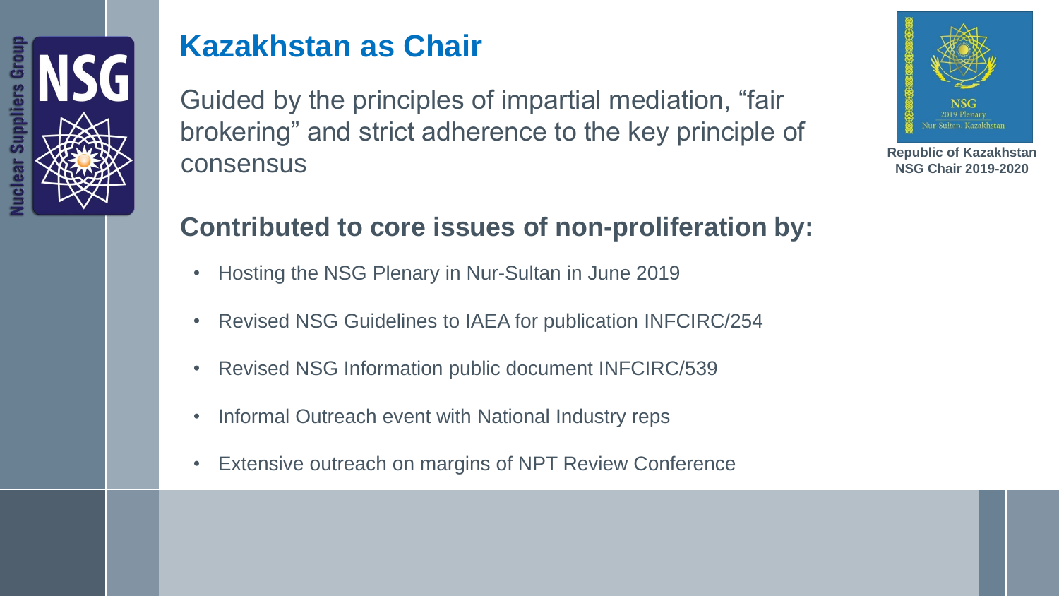# Kazakhstan as Chair

Guided by the principles of impartial mediation, "fair brokering" and strict adherence to the key principle of consensus

**Republic of Kazakhstan**
**NSG Chair 2019-2020**

## Contributed to core issues of non-proliferation by:

- Hosting the NSG Plenary in Nur-Sultan in June 2019
- Revised NSG Guidelines to IAEA for publication INFCIRC/254
- Revised NSG Information public document INFCIRC/539
- Informal Outreach event with National Industry reps
- Extensive outreach on margins of NPT Review Conference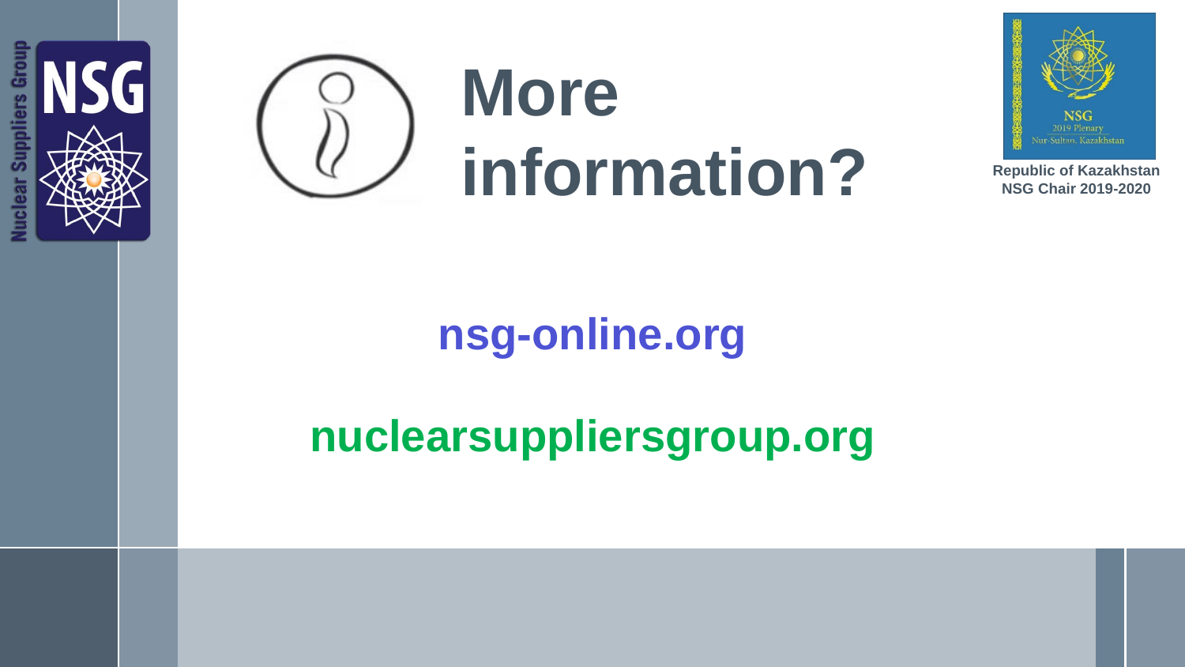Nuclear Suppliers Group

# More information?

Republic of Kazakhstan
NSG Chair 2019-2020

**nsg-online.org**

**nuclearsuppliersgroup.org**